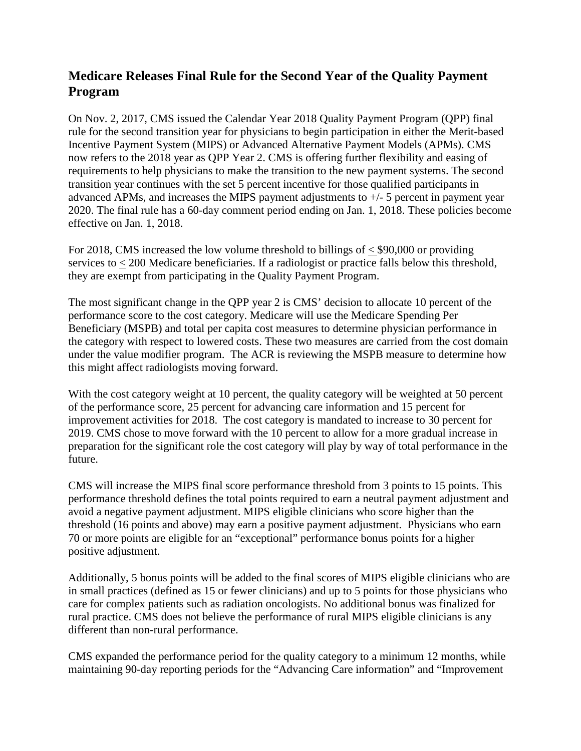## Medicare Releases Final Rule for the Second Year of the Quality Payment Program

On Nov. 2, 2017, CMS issued the Calendar Year 2018 Quality Payment Program (QPP) final rule for the second transition year for physicians to begin participation in either the Merit-based Incentive Payment System (MIPS) or Advanced Alternative Payment Models (APMs). CMS now refers to the 2018 year as QPP Year 2. CMS is offering further flexibility and easing of requirements to help physicians to make the transition to the new payment systems. The second transition year continues with the set 5 percent incentive for those qualified participants in advanced APMs, and increases the MIPS payment adjustments to +/- 5 percent in payment year 2020. The final rule has a 60-day comment period ending on Jan. 1, 2018. These policies become effective on Jan. 1, 2018.

For 2018, CMS increased the low volume threshold to billings of ≤ \$90,000 or providing services to ≤ 200 Medicare beneficiaries. If a radiologist or practice falls below this threshold, they are exempt from participating in the Quality Payment Program.

The most significant change in the QPP year 2 is CMS' decision to allocate 10 percent of the performance score to the cost category. Medicare will use the Medicare Spending Per Beneficiary (MSPB) and total per capita cost measures to determine physician performance in the category with respect to lowered costs. These two measures are carried from the cost domain under the value modifier program. The ACR is reviewing the MSPB measure to determine how this might affect radiologists moving forward.

With the cost category weight at 10 percent, the quality category will be weighted at 50 percent of the performance score, 25 percent for advancing care information and 15 percent for improvement activities for 2018. The cost category is mandated to increase to 30 percent for 2019. CMS chose to move forward with the 10 percent to allow for a more gradual increase in preparation for the significant role the cost category will play by way of total performance in the future.

CMS will increase the MIPS final score performance threshold from 3 points to 15 points. This performance threshold defines the total points required to earn a neutral payment adjustment and avoid a negative payment adjustment. MIPS eligible clinicians who score higher than the threshold (16 points and above) may earn a positive payment adjustment. Physicians who earn 70 or more points are eligible for an "exceptional" performance bonus points for a higher positive adjustment.

Additionally, 5 bonus points will be added to the final scores of MIPS eligible clinicians who are in small practices (defined as 15 or fewer clinicians) and up to 5 points for those physicians who care for complex patients such as radiation oncologists. No additional bonus was finalized for rural practice. CMS does not believe the performance of rural MIPS eligible clinicians is any different than non-rural performance.

CMS expanded the performance period for the quality category to a minimum 12 months, while maintaining 90-day reporting periods for the "Advancing Care information" and "Improvement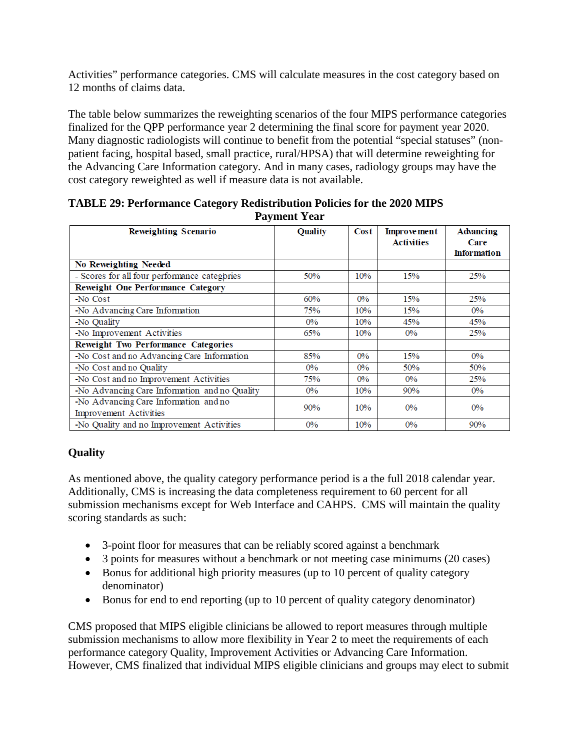Activities" performance categories. CMS will calculate measures in the cost category based on 12 months of claims data.

The table below summarizes the reweighting scenarios of the four MIPS performance categories finalized for the QPP performance year 2 determining the final score for payment year 2020. Many diagnostic radiologists will continue to benefit from the potential "special statuses" (non-patient facing, hospital based, small practice, rural/HPSA) that will determine reweighting for the Advancing Care Information category. And in many cases, radiology groups may have the cost category reweighted as well if measure data is not available.

**TABLE 29: Performance Category Redistribution Policies for the 2020 MIPS Payment Year**

| Reweighting Scenario | Quality | Cost | Improvement Activities | Advancing Care Information |
|---|---|---|---|---|
| **No Reweighting Needed** | | | | |
| - Scores for all four performance categories | 50% | 10% | 15% | 25% |
| **Reweight One Performance Category** | | | | |
| -No Cost | 60% | 0% | 15% | 25% |
| -No Advancing Care Information | 75% | 10% | 15% | 0% |
| -No Quality | 0% | 10% | 45% | 45% |
| -No Improvement Activities | 65% | 10% | 0% | 25% |
| **Reweight Two Performance Categories** | | | | |
| -No Cost and no Advancing Care Information | 85% | 0% | 15% | 0% |
| -No Cost and no Quality | 0% | 0% | 50% | 50% |
| -No Cost and no Improvement Activities | 75% | 0% | 0% | 25% |
| -No Advancing Care Information and no Quality | 0% | 10% | 90% | 0% |
| -No Advancing Care Information and no Improvement Activities | 90% | 10% | 0% | 0% |
| -No Quality and no Improvement Activities | 0% | 10% | 0% | 90% |

## Quality

As mentioned above, the quality category performance period is a the full 2018 calendar year. Additionally, CMS is increasing the data completeness requirement to 60 percent for all submission mechanisms except for Web Interface and CAHPS. CMS will maintain the quality scoring standards as such:

- 3-point floor for measures that can be reliably scored against a benchmark
- 3 points for measures without a benchmark or not meeting case minimums (20 cases)
- Bonus for additional high priority measures (up to 10 percent of quality category denominator)
- Bonus for end to end reporting (up to 10 percent of quality category denominator)

CMS proposed that MIPS eligible clinicians be allowed to report measures through multiple submission mechanisms to allow more flexibility in Year 2 to meet the requirements of each performance category Quality, Improvement Activities or Advancing Care Information. However, CMS finalized that individual MIPS eligible clinicians and groups may elect to submit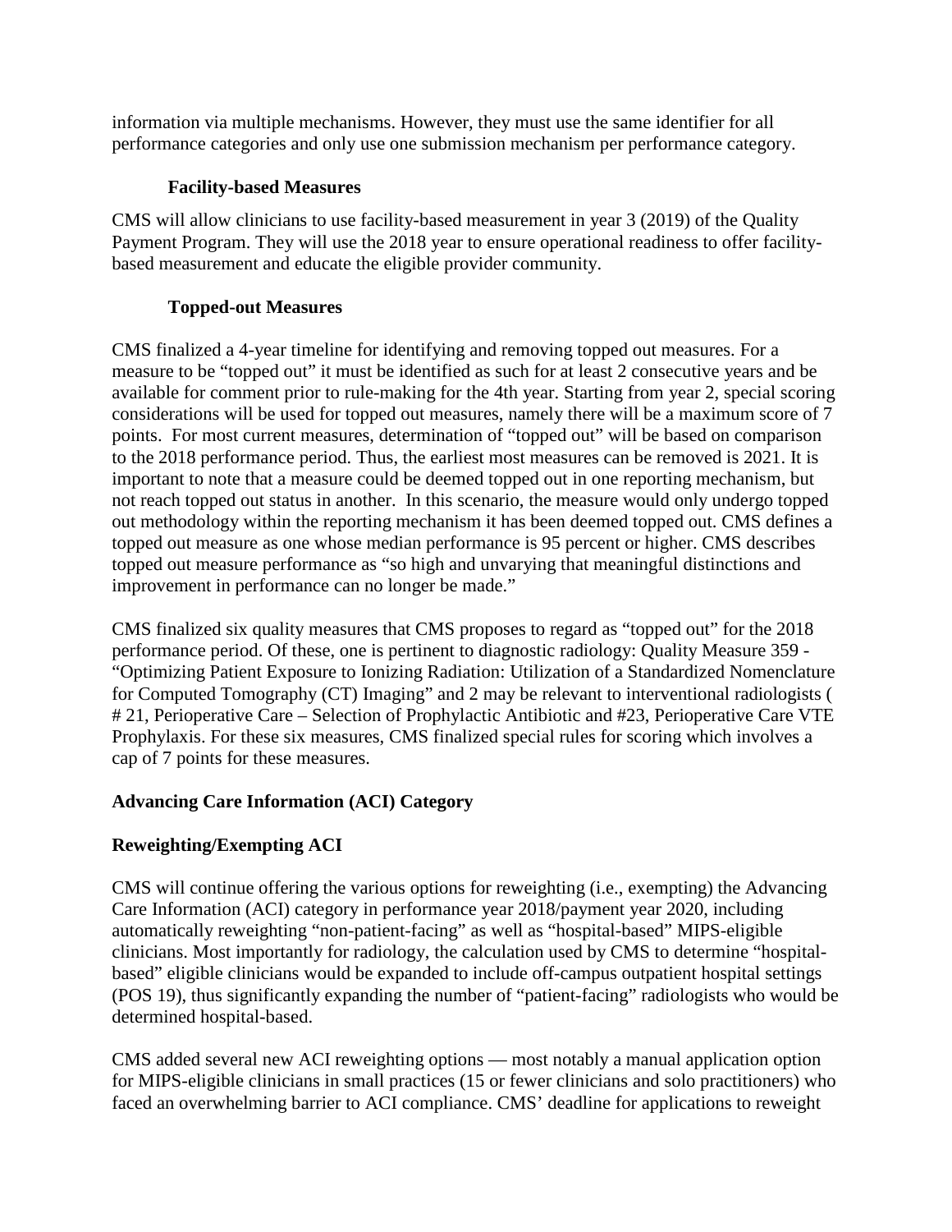information via multiple mechanisms. However, they must use the same identifier for all performance categories and only use one submission mechanism per performance category.

### Facility-based Measures

CMS will allow clinicians to use facility-based measurement in year 3 (2019) of the Quality Payment Program. They will use the 2018 year to ensure operational readiness to offer facility-based measurement and educate the eligible provider community.

### Topped-out Measures

CMS finalized a 4-year timeline for identifying and removing topped out measures. For a measure to be "topped out" it must be identified as such for at least 2 consecutive years and be available for comment prior to rule-making for the 4th year. Starting from year 2, special scoring considerations will be used for topped out measures, namely there will be a maximum score of 7 points. For most current measures, determination of "topped out" will be based on comparison to the 2018 performance period. Thus, the earliest most measures can be removed is 2021. It is important to note that a measure could be deemed topped out in one reporting mechanism, but not reach topped out status in another. In this scenario, the measure would only undergo topped out methodology within the reporting mechanism it has been deemed topped out. CMS defines a topped out measure as one whose median performance is 95 percent or higher. CMS describes topped out measure performance as "so high and unvarying that meaningful distinctions and improvement in performance can no longer be made."

CMS finalized six quality measures that CMS proposes to regard as "topped out" for the 2018 performance period. Of these, one is pertinent to diagnostic radiology: Quality Measure 359 - "Optimizing Patient Exposure to Ionizing Radiation: Utilization of a Standardized Nomenclature for Computed Tomography (CT) Imaging" and 2 may be relevant to interventional radiologists ( # 21, Perioperative Care – Selection of Prophylactic Antibiotic and #23, Perioperative Care VTE Prophylaxis. For these six measures, CMS finalized special rules for scoring which involves a cap of 7 points for these measures.

## Advancing Care Information (ACI) Category

## Reweighting/Exempting ACI

CMS will continue offering the various options for reweighting (i.e., exempting) the Advancing Care Information (ACI) category in performance year 2018/payment year 2020, including automatically reweighting "non-patient-facing" as well as "hospital-based" MIPS-eligible clinicians. Most importantly for radiology, the calculation used by CMS to determine "hospital-based" eligible clinicians would be expanded to include off-campus outpatient hospital settings (POS 19), thus significantly expanding the number of "patient-facing" radiologists who would be determined hospital-based.

CMS added several new ACI reweighting options — most notably a manual application option for MIPS-eligible clinicians in small practices (15 or fewer clinicians and solo practitioners) who faced an overwhelming barrier to ACI compliance. CMS' deadline for applications to reweight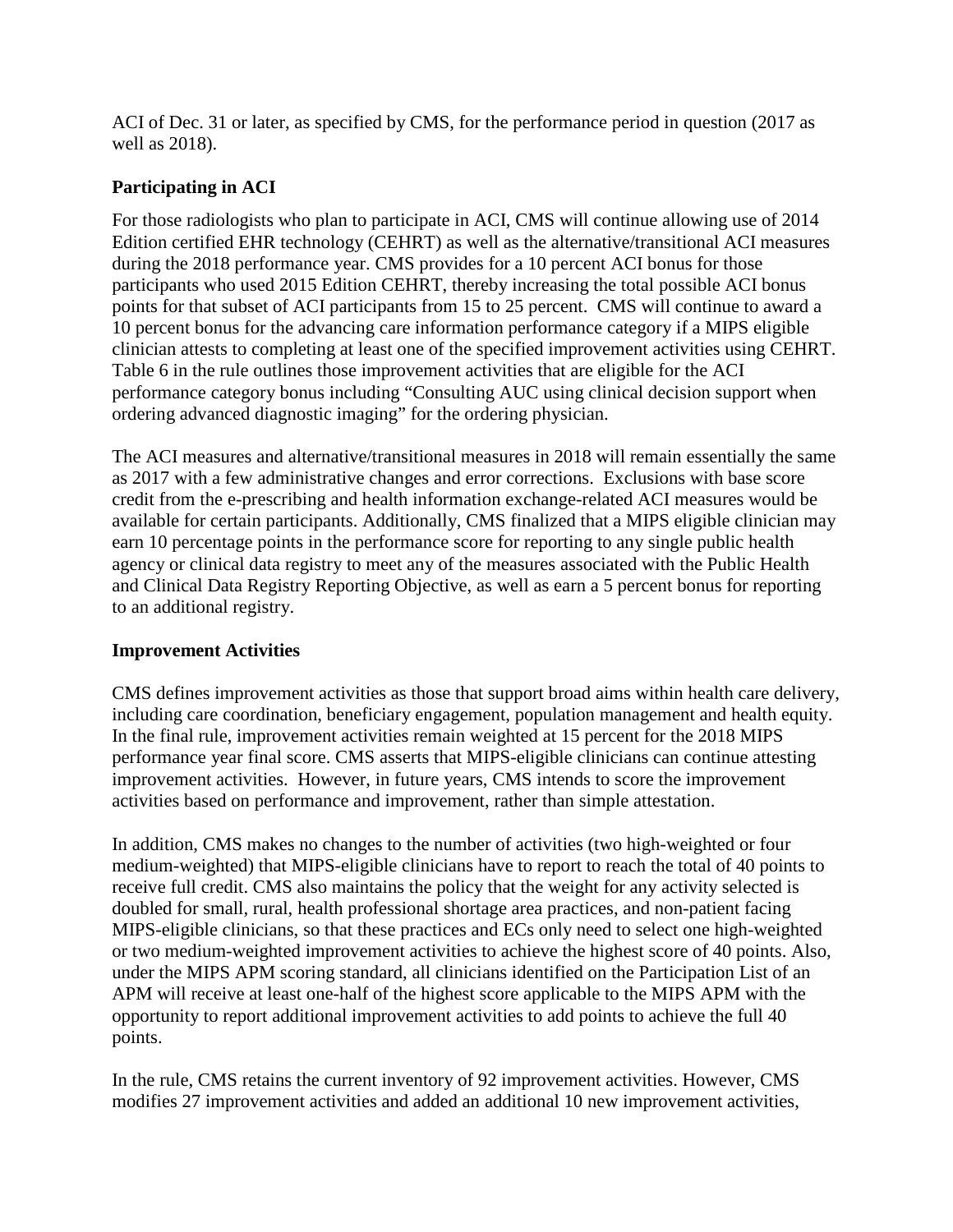ACI of Dec. 31 or later, as specified by CMS, for the performance period in question (2017 as well as 2018).

### Participating in ACI

For those radiologists who plan to participate in ACI, CMS will continue allowing use of 2014 Edition certified EHR technology (CEHRT) as well as the alternative/transitional ACI measures during the 2018 performance year. CMS provides for a 10 percent ACI bonus for those participants who used 2015 Edition CEHRT, thereby increasing the total possible ACI bonus points for that subset of ACI participants from 15 to 25 percent. CMS will continue to award a 10 percent bonus for the advancing care information performance category if a MIPS eligible clinician attests to completing at least one of the specified improvement activities using CEHRT. Table 6 in the rule outlines those improvement activities that are eligible for the ACI performance category bonus including "Consulting AUC using clinical decision support when ordering advanced diagnostic imaging" for the ordering physician.

The ACI measures and alternative/transitional measures in 2018 will remain essentially the same as 2017 with a few administrative changes and error corrections. Exclusions with base score credit from the e-prescribing and health information exchange-related ACI measures would be available for certain participants. Additionally, CMS finalized that a MIPS eligible clinician may earn 10 percentage points in the performance score for reporting to any single public health agency or clinical data registry to meet any of the measures associated with the Public Health and Clinical Data Registry Reporting Objective, as well as earn a 5 percent bonus for reporting to an additional registry.

### Improvement Activities

CMS defines improvement activities as those that support broad aims within health care delivery, including care coordination, beneficiary engagement, population management and health equity. In the final rule, improvement activities remain weighted at 15 percent for the 2018 MIPS performance year final score. CMS asserts that MIPS-eligible clinicians can continue attesting improvement activities. However, in future years, CMS intends to score the improvement activities based on performance and improvement, rather than simple attestation.

In addition, CMS makes no changes to the number of activities (two high-weighted or four medium-weighted) that MIPS-eligible clinicians have to report to reach the total of 40 points to receive full credit. CMS also maintains the policy that the weight for any activity selected is doubled for small, rural, health professional shortage area practices, and non-patient facing MIPS-eligible clinicians, so that these practices and ECs only need to select one high-weighted or two medium-weighted improvement activities to achieve the highest score of 40 points. Also, under the MIPS APM scoring standard, all clinicians identified on the Participation List of an APM will receive at least one-half of the highest score applicable to the MIPS APM with the opportunity to report additional improvement activities to add points to achieve the full 40 points.

In the rule, CMS retains the current inventory of 92 improvement activities. However, CMS modifies 27 improvement activities and added an additional 10 new improvement activities,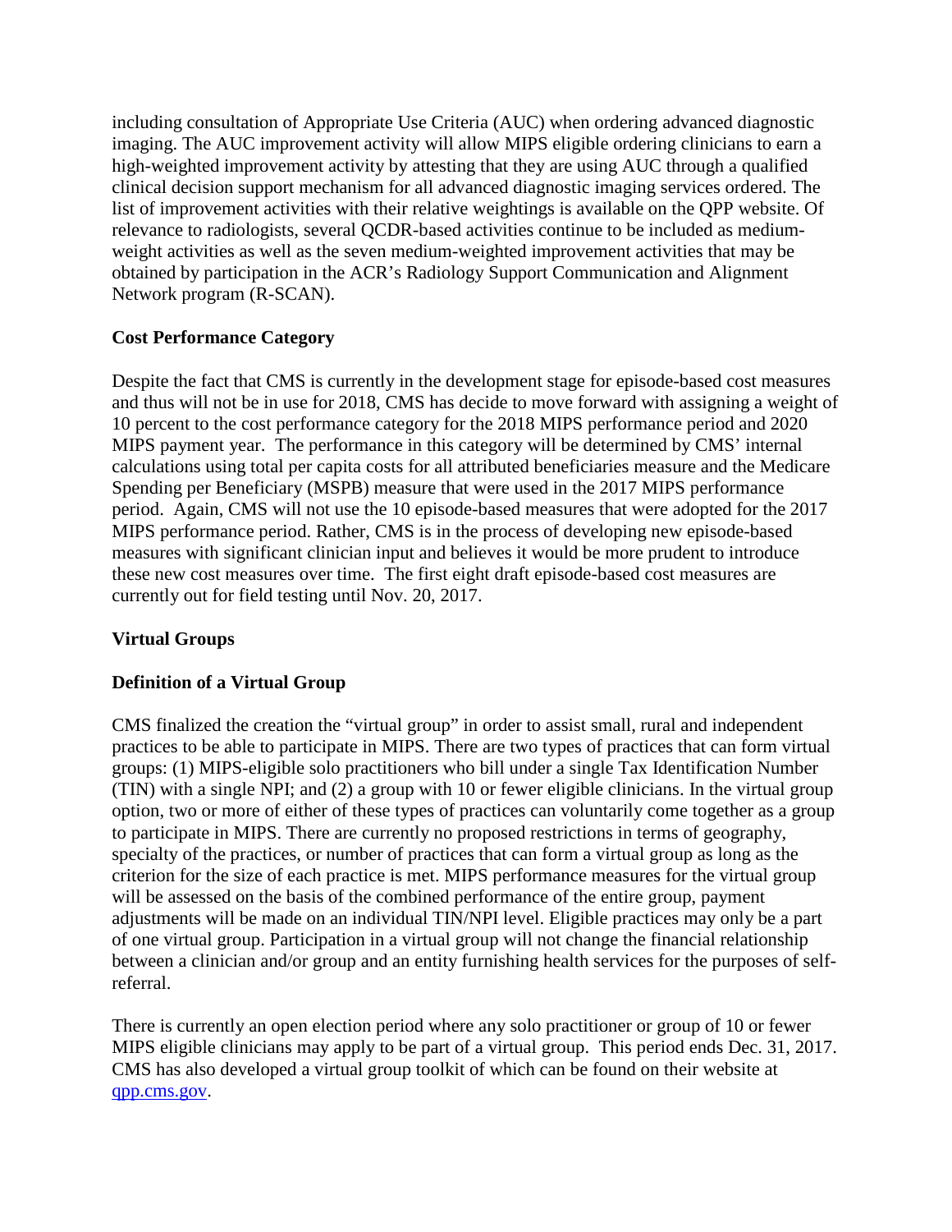including consultation of Appropriate Use Criteria (AUC) when ordering advanced diagnostic imaging. The AUC improvement activity will allow MIPS eligible ordering clinicians to earn a high-weighted improvement activity by attesting that they are using AUC through a qualified clinical decision support mechanism for all advanced diagnostic imaging services ordered. The list of improvement activities with their relative weightings is available on the QPP website. Of relevance to radiologists, several QCDR-based activities continue to be included as medium-weight activities as well as the seven medium-weighted improvement activities that may be obtained by participation in the ACR's Radiology Support Communication and Alignment Network program (R-SCAN).

**Cost Performance Category**

Despite the fact that CMS is currently in the development stage for episode-based cost measures and thus will not be in use for 2018, CMS has decide to move forward with assigning a weight of 10 percent to the cost performance category for the 2018 MIPS performance period and 2020 MIPS payment year. The performance in this category will be determined by CMS' internal calculations using total per capita costs for all attributed beneficiaries measure and the Medicare Spending per Beneficiary (MSPB) measure that were used in the 2017 MIPS performance period. Again, CMS will not use the 10 episode-based measures that were adopted for the 2017 MIPS performance period. Rather, CMS is in the process of developing new episode-based measures with significant clinician input and believes it would be more prudent to introduce these new cost measures over time. The first eight draft episode-based cost measures are currently out for field testing until Nov. 20, 2017.

**Virtual Groups**

**Definition of a Virtual Group**

CMS finalized the creation the "virtual group" in order to assist small, rural and independent practices to be able to participate in MIPS. There are two types of practices that can form virtual groups: (1) MIPS-eligible solo practitioners who bill under a single Tax Identification Number (TIN) with a single NPI; and (2) a group with 10 or fewer eligible clinicians. In the virtual group option, two or more of either of these types of practices can voluntarily come together as a group to participate in MIPS. There are currently no proposed restrictions in terms of geography, specialty of the practices, or number of practices that can form a virtual group as long as the criterion for the size of each practice is met. MIPS performance measures for the virtual group will be assessed on the basis of the combined performance of the entire group, payment adjustments will be made on an individual TIN/NPI level. Eligible practices may only be a part of one virtual group. Participation in a virtual group will not change the financial relationship between a clinician and/or group and an entity furnishing health services for the purposes of self-referral.

There is currently an open election period where any solo practitioner or group of 10 or fewer MIPS eligible clinicians may apply to be part of a virtual group. This period ends Dec. 31, 2017. CMS has also developed a virtual group toolkit of which can be found on their website at [qpp.cms.gov](qpp.cms.gov).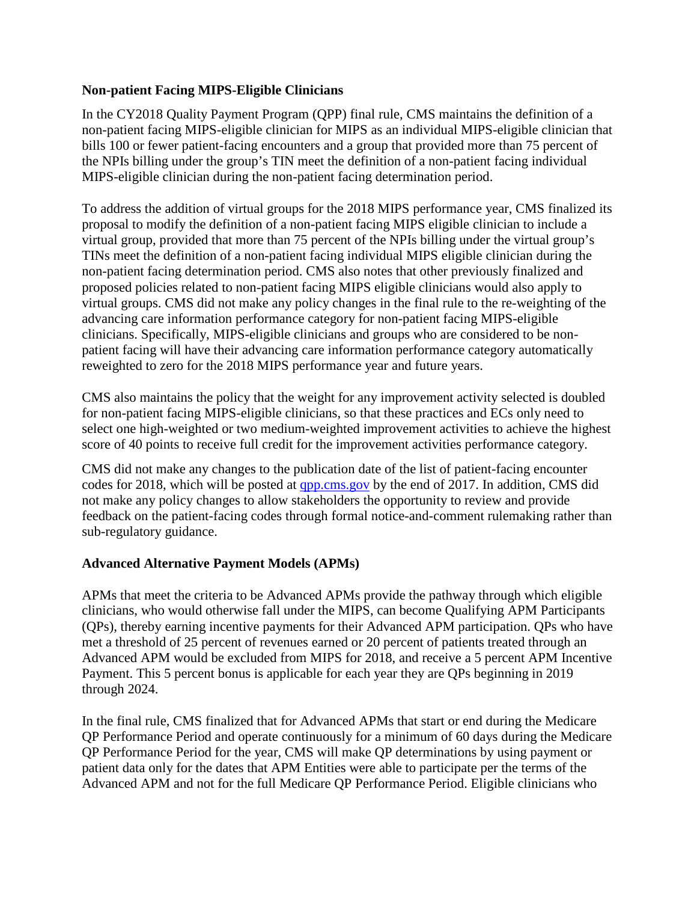**Non-patient Facing MIPS-Eligible Clinicians**

In the CY2018 Quality Payment Program (QPP) final rule, CMS maintains the definition of a non-patient facing MIPS-eligible clinician for MIPS as an individual MIPS-eligible clinician that bills 100 or fewer patient-facing encounters and a group that provided more than 75 percent of the NPIs billing under the group's TIN meet the definition of a non-patient facing individual MIPS-eligible clinician during the non-patient facing determination period.

To address the addition of virtual groups for the 2018 MIPS performance year, CMS finalized its proposal to modify the definition of a non-patient facing MIPS eligible clinician to include a virtual group, provided that more than 75 percent of the NPIs billing under the virtual group's TINs meet the definition of a non-patient facing individual MIPS eligible clinician during the non-patient facing determination period. CMS also notes that other previously finalized and proposed policies related to non-patient facing MIPS eligible clinicians would also apply to virtual groups. CMS did not make any policy changes in the final rule to the re-weighting of the advancing care information performance category for non-patient facing MIPS-eligible clinicians. Specifically, MIPS-eligible clinicians and groups who are considered to be non-patient facing will have their advancing care information performance category automatically reweighted to zero for the 2018 MIPS performance year and future years.

CMS also maintains the policy that the weight for any improvement activity selected is doubled for non-patient facing MIPS-eligible clinicians, so that these practices and ECs only need to select one high-weighted or two medium-weighted improvement activities to achieve the highest score of 40 points to receive full credit for the improvement activities performance category.

CMS did not make any changes to the publication date of the list of patient-facing encounter codes for 2018, which will be posted at [qpp.cms.gov](qpp.cms.gov) by the end of 2017. In addition, CMS did not make any policy changes to allow stakeholders the opportunity to review and provide feedback on the patient-facing codes through formal notice-and-comment rulemaking rather than sub-regulatory guidance.

**Advanced Alternative Payment Models (APMs)**

APMs that meet the criteria to be Advanced APMs provide the pathway through which eligible clinicians, who would otherwise fall under the MIPS, can become Qualifying APM Participants (QPs), thereby earning incentive payments for their Advanced APM participation. QPs who have met a threshold of 25 percent of revenues earned or 20 percent of patients treated through an Advanced APM would be excluded from MIPS for 2018, and receive a 5 percent APM Incentive Payment. This 5 percent bonus is applicable for each year they are QPs beginning in 2019 through 2024.

In the final rule, CMS finalized that for Advanced APMs that start or end during the Medicare QP Performance Period and operate continuously for a minimum of 60 days during the Medicare QP Performance Period for the year, CMS will make QP determinations by using payment or patient data only for the dates that APM Entities were able to participate per the terms of the Advanced APM and not for the full Medicare QP Performance Period. Eligible clinicians who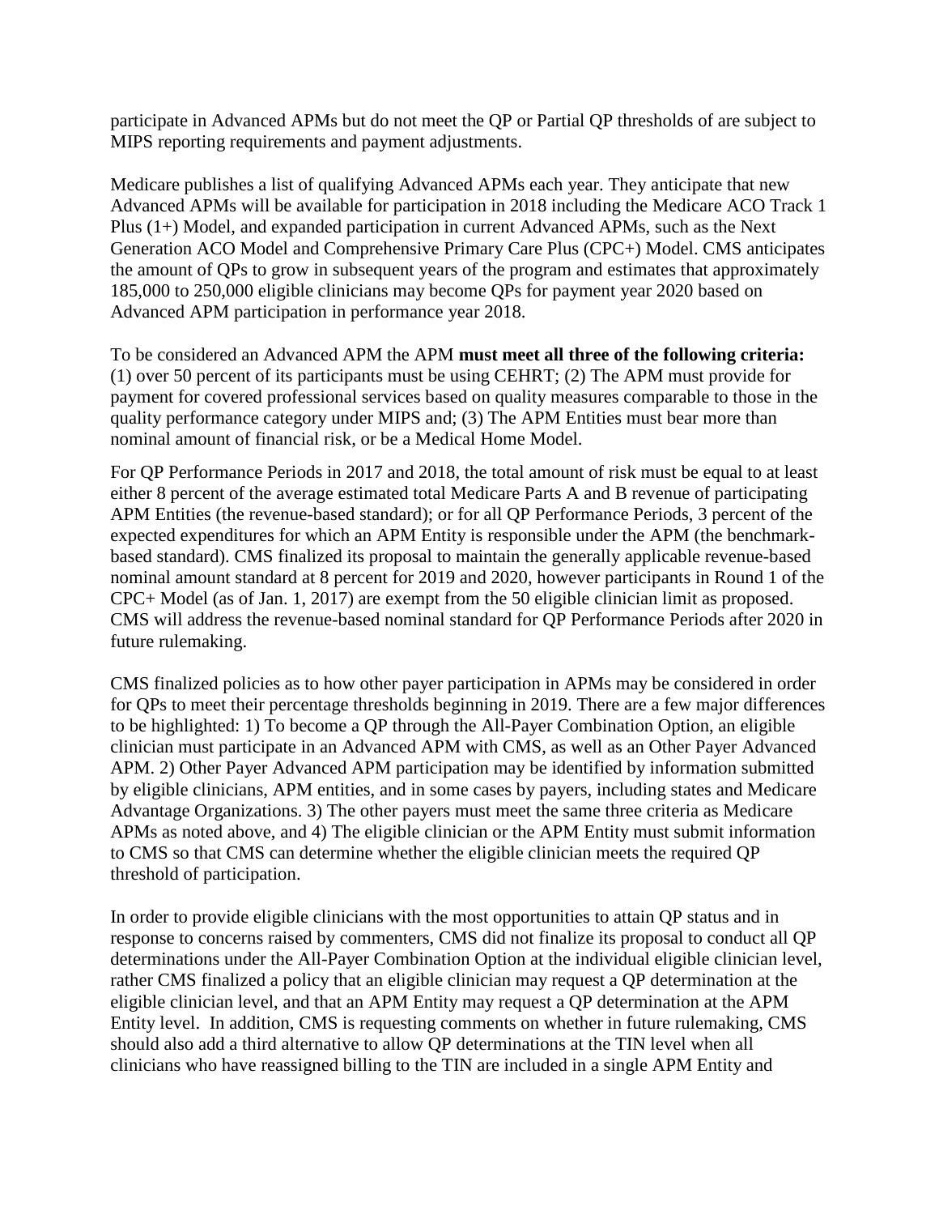participate in Advanced APMs but do not meet the QP or Partial QP thresholds of are subject to MIPS reporting requirements and payment adjustments.

Medicare publishes a list of qualifying Advanced APMs each year. They anticipate that new Advanced APMs will be available for participation in 2018 including the Medicare ACO Track 1 Plus (1+) Model, and expanded participation in current Advanced APMs, such as the Next Generation ACO Model and Comprehensive Primary Care Plus (CPC+) Model. CMS anticipates the amount of QPs to grow in subsequent years of the program and estimates that approximately 185,000 to 250,000 eligible clinicians may become QPs for payment year 2020 based on Advanced APM participation in performance year 2018.

To be considered an Advanced APM the APM **must meet all three of the following criteria:** (1) over 50 percent of its participants must be using CEHRT; (2) The APM must provide for payment for covered professional services based on quality measures comparable to those in the quality performance category under MIPS and; (3) The APM Entities must bear more than nominal amount of financial risk, or be a Medical Home Model.

For QP Performance Periods in 2017 and 2018, the total amount of risk must be equal to at least either 8 percent of the average estimated total Medicare Parts A and B revenue of participating APM Entities (the revenue-based standard); or for all QP Performance Periods, 3 percent of the expected expenditures for which an APM Entity is responsible under the APM (the benchmark-based standard). CMS finalized its proposal to maintain the generally applicable revenue-based nominal amount standard at 8 percent for 2019 and 2020, however participants in Round 1 of the CPC+ Model (as of Jan. 1, 2017) are exempt from the 50 eligible clinician limit as proposed. CMS will address the revenue-based nominal standard for QP Performance Periods after 2020 in future rulemaking.

CMS finalized policies as to how other payer participation in APMs may be considered in order for QPs to meet their percentage thresholds beginning in 2019. There are a few major differences to be highlighted: 1) To become a QP through the All-Payer Combination Option, an eligible clinician must participate in an Advanced APM with CMS, as well as an Other Payer Advanced APM. 2) Other Payer Advanced APM participation may be identified by information submitted by eligible clinicians, APM entities, and in some cases by payers, including states and Medicare Advantage Organizations. 3) The other payers must meet the same three criteria as Medicare APMs as noted above, and 4) The eligible clinician or the APM Entity must submit information to CMS so that CMS can determine whether the eligible clinician meets the required QP threshold of participation.

In order to provide eligible clinicians with the most opportunities to attain QP status and in response to concerns raised by commenters, CMS did not finalize its proposal to conduct all QP determinations under the All-Payer Combination Option at the individual eligible clinician level, rather CMS finalized a policy that an eligible clinician may request a QP determination at the eligible clinician level, and that an APM Entity may request a QP determination at the APM Entity level. In addition, CMS is requesting comments on whether in future rulemaking, CMS should also add a third alternative to allow QP determinations at the TIN level when all clinicians who have reassigned billing to the TIN are included in a single APM Entity and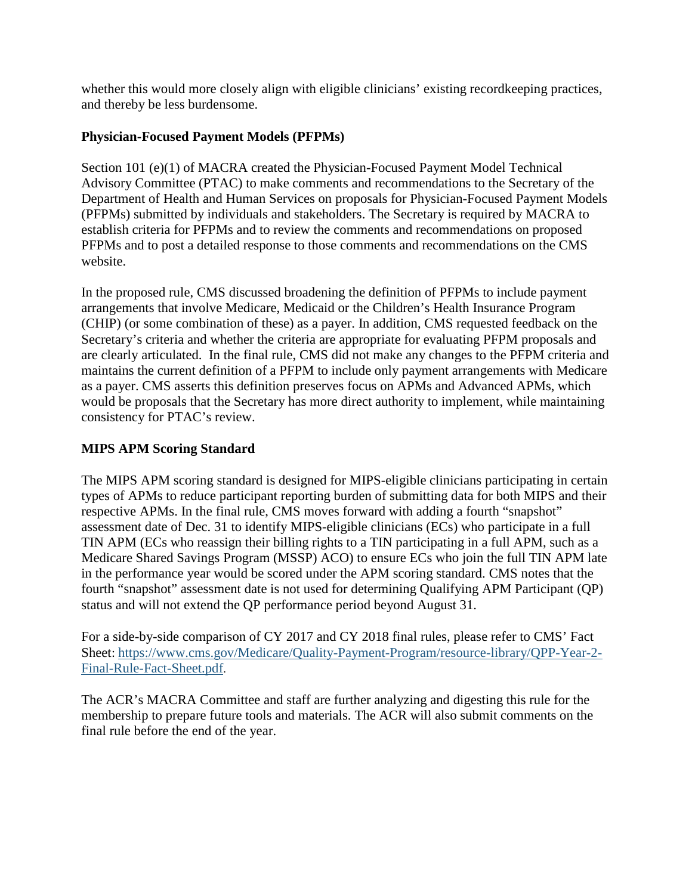whether this would more closely align with eligible clinicians' existing recordkeeping practices, and thereby be less burdensome.

**Physician-Focused Payment Models (PFPMs)**

Section 101 (e)(1) of MACRA created the Physician-Focused Payment Model Technical Advisory Committee (PTAC) to make comments and recommendations to the Secretary of the Department of Health and Human Services on proposals for Physician-Focused Payment Models (PFPMs) submitted by individuals and stakeholders. The Secretary is required by MACRA to establish criteria for PFPMs and to review the comments and recommendations on proposed PFPMs and to post a detailed response to those comments and recommendations on the CMS website.

In the proposed rule, CMS discussed broadening the definition of PFPMs to include payment arrangements that involve Medicare, Medicaid or the Children's Health Insurance Program (CHIP) (or some combination of these) as a payer. In addition, CMS requested feedback on the Secretary's criteria and whether the criteria are appropriate for evaluating PFPM proposals and are clearly articulated. In the final rule, CMS did not make any changes to the PFPM criteria and maintains the current definition of a PFPM to include only payment arrangements with Medicare as a payer. CMS asserts this definition preserves focus on APMs and Advanced APMs, which would be proposals that the Secretary has more direct authority to implement, while maintaining consistency for PTAC's review.

**MIPS APM Scoring Standard**

The MIPS APM scoring standard is designed for MIPS-eligible clinicians participating in certain types of APMs to reduce participant reporting burden of submitting data for both MIPS and their respective APMs. In the final rule, CMS moves forward with adding a fourth "snapshot" assessment date of Dec. 31 to identify MIPS-eligible clinicians (ECs) who participate in a full TIN APM (ECs who reassign their billing rights to a TIN participating in a full APM, such as a Medicare Shared Savings Program (MSSP) ACO) to ensure ECs who join the full TIN APM late in the performance year would be scored under the APM scoring standard. CMS notes that the fourth "snapshot" assessment date is not used for determining Qualifying APM Participant (QP) status and will not extend the QP performance period beyond August 31.

For a side-by-side comparison of CY 2017 and CY 2018 final rules, please refer to CMS' Fact Sheet: [https://www.cms.gov/Medicare/Quality-Payment-Program/resource-library/QPP-Year-2-Final-Rule-Fact-Sheet.pdf](https://www.cms.gov/Medicare/Quality-Payment-Program/resource-library/QPP-Year-2-Final-Rule-Fact-Sheet.pdf).

The ACR's MACRA Committee and staff are further analyzing and digesting this rule for the membership to prepare future tools and materials. The ACR will also submit comments on the final rule before the end of the year.